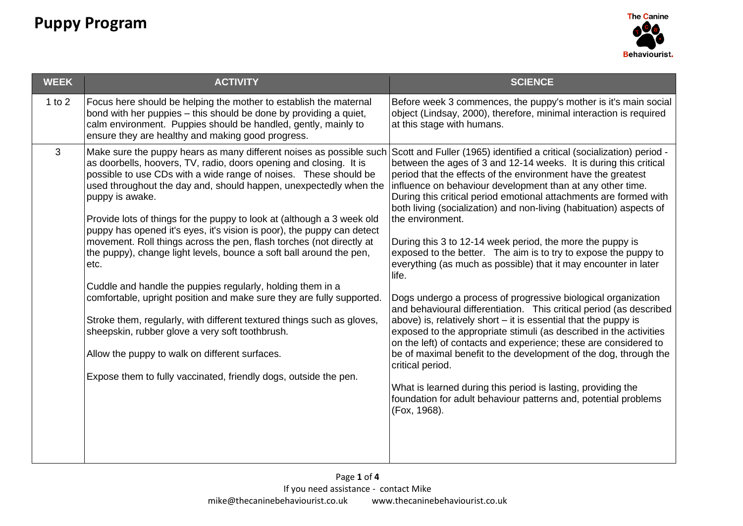# Puppy Program

The Canine Behaviourist.

| WEEK | ACTIVITY | SCIENCE |
| --- | --- | --- |
| 1 to 2 | Focus here should be helping the mother to establish the maternal bond with her puppies – this should be done by providing a quiet, calm environment. Puppies should be handled, gently, mainly to ensure they are healthy and making good progress. | Before week 3 commences, the puppy's mother is it's main social object (Lindsay, 2000), therefore, minimal interaction is required at this stage with humans. |
| 3 | Make sure the puppy hears as many different noises as possible such as doorbells, hoovers, TV, radio, doors opening and closing. It is possible to use CDs with a wide range of noises. These should be used throughout the day and, should happen, unexpectedly when the puppy is awake.<br><br>Provide lots of things for the puppy to look at (although a 3 week old puppy has opened it's eyes, it's vision is poor), the puppy can detect movement. Roll things across the pen, flash torches (not directly at the puppy), change light levels, bounce a soft ball around the pen, etc.<br><br>Cuddle and handle the puppies regularly, holding them in a comfortable, upright position and make sure they are fully supported.<br><br>Stroke them, regularly, with different textured things such as gloves, sheepskin, rubber glove a very soft toothbrush.<br><br>Allow the puppy to walk on different surfaces.<br><br>Expose them to fully vaccinated, friendly dogs, outside the pen. | Scott and Fuller (1965) identified a critical (socialization) period - between the ages of 3 and 12-14 weeks. It is during this critical period that the effects of the environment have the greatest influence on behaviour development than at any other time. During this critical period emotional attachments are formed with both living (socialization) and non-living (habituation) aspects of the environment.<br><br>During this 3 to 12-14 week period, the more the puppy is exposed to the better. The aim is to try to expose the puppy to everything (as much as possible) that it may encounter in later life.<br><br>Dogs undergo a process of progressive biological organization and behavioural differentiation. This critical period (as described above) is, relatively short – it is essential that the puppy is exposed to the appropriate stimuli (as described in the activities on the left) of contacts and experience; these are considered to be of maximal benefit to the development of the dog, through the critical period.<br><br>What is learned during this period is lasting, providing the foundation for adult behaviour patterns and, potential problems (Fox, 1968). |

If you need assistance - contact Mike
mike@thecaninebehaviourist.co.uk www.thecaninebehaviourist.co.uk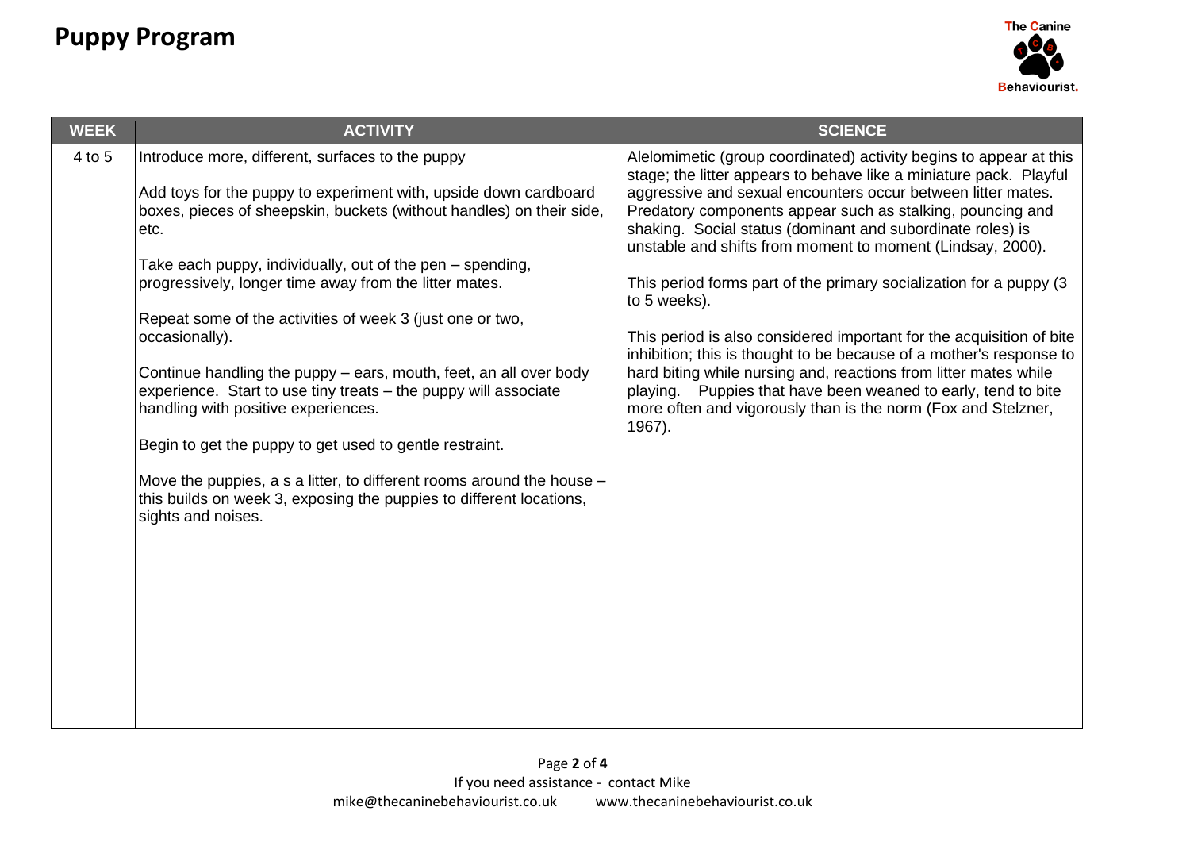# Puppy Program

| WEEK | ACTIVITY | SCIENCE |
| --- | --- | --- |
| 4 to 5 | Introduce more, different, surfaces to the puppy<br><br>Add toys for the puppy to experiment with, upside down cardboard boxes, pieces of sheepskin, buckets (without handles) on their side, etc.<br><br>Take each puppy, individually, out of the pen – spending, progressively, longer time away from the litter mates.<br><br>Repeat some of the activities of week 3 (just one or two, occasionally).<br><br>Continue handling the puppy – ears, mouth, feet, an all over body experience. Start to use tiny treats – the puppy will associate handling with positive experiences.<br><br>Begin to get the puppy to get used to gentle restraint.<br><br>Move the puppies, a s a litter, to different rooms around the house – this builds on week 3, exposing the puppies to different locations, sights and noises. | Alelomimetic (group coordinated) activity begins to appear at this stage; the litter appears to behave like a miniature pack. Playful aggressive and sexual encounters occur between litter mates. Predatory components appear such as stalking, pouncing and shaking. Social status (dominant and subordinate roles) is unstable and shifts from moment to moment (Lindsay, 2000).<br><br>This period forms part of the primary socialization for a puppy (3 to 5 weeks).<br><br>This period is also considered important for the acquisition of bite inhibition; this is thought to be because of a mother's response to hard biting while nursing and, reactions from litter mates while playing. Puppies that have been weaned to early, tend to bite more often and vigorously than is the norm (Fox and Stelzner, 1967). |

If you need assistance - contact Mike
mike@thecaninebehaviourist.co.uk www.thecaninebehaviourist.co.uk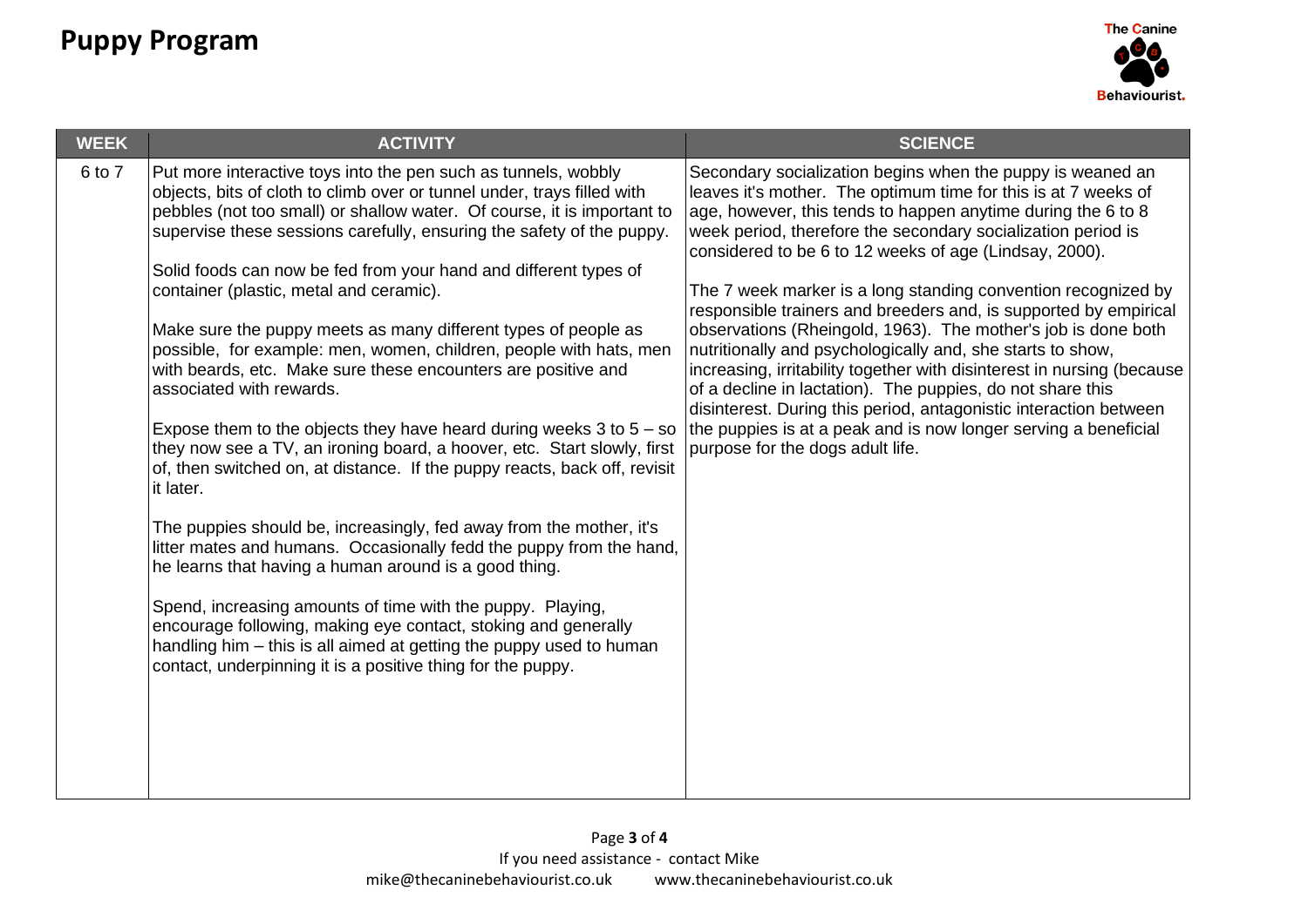# Puppy Program

| WEEK | ACTIVITY | SCIENCE |
| --- | --- | --- |
| 6 to 7 | Put more interactive toys into the pen such as tunnels, wobbly objects, bits of cloth to climb over or tunnel under, trays filled with pebbles (not too small) or shallow water. Of course, it is important to supervise these sessions carefully, ensuring the safety of the puppy.<br><br>Solid foods can now be fed from your hand and different types of container (plastic, metal and ceramic).<br><br>Make sure the puppy meets as many different types of people as possible, for example: men, women, children, people with hats, men with beards, etc. Make sure these encounters are positive and associated with rewards.<br><br>Expose them to the objects they have heard during weeks 3 to 5 – so they now see a TV, an ironing board, a hoover, etc. Start slowly, first of, then switched on, at distance. If the puppy reacts, back off, revisit it later.<br><br>The puppies should be, increasingly, fed away from the mother, it's litter mates and humans. Occasionally fedd the puppy from the hand, he learns that having a human around is a good thing.<br><br>Spend, increasing amounts of time with the puppy. Playing, encourage following, making eye contact, stoking and generally handling him – this is all aimed at getting the puppy used to human contact, underpinning it is a positive thing for the puppy. | Secondary socialization begins when the puppy is weaned an leaves it's mother. The optimum time for this is at 7 weeks of age, however, this tends to happen anytime during the 6 to 8 week period, therefore the secondary socialization period is considered to be 6 to 12 weeks of age (Lindsay, 2000).<br><br>The 7 week marker is a long standing convention recognized by responsible trainers and breeders and, is supported by empirical observations (Rheingold, 1963). The mother's job is done both nutritionally and psychologically and, she starts to show, increasing, irritability together with disinterest in nursing (because of a decline in lactation). The puppies, do not share this disinterest. During this period, antagonistic interaction between the puppies is at a peak and is now longer serving a beneficial purpose for the dogs adult life. |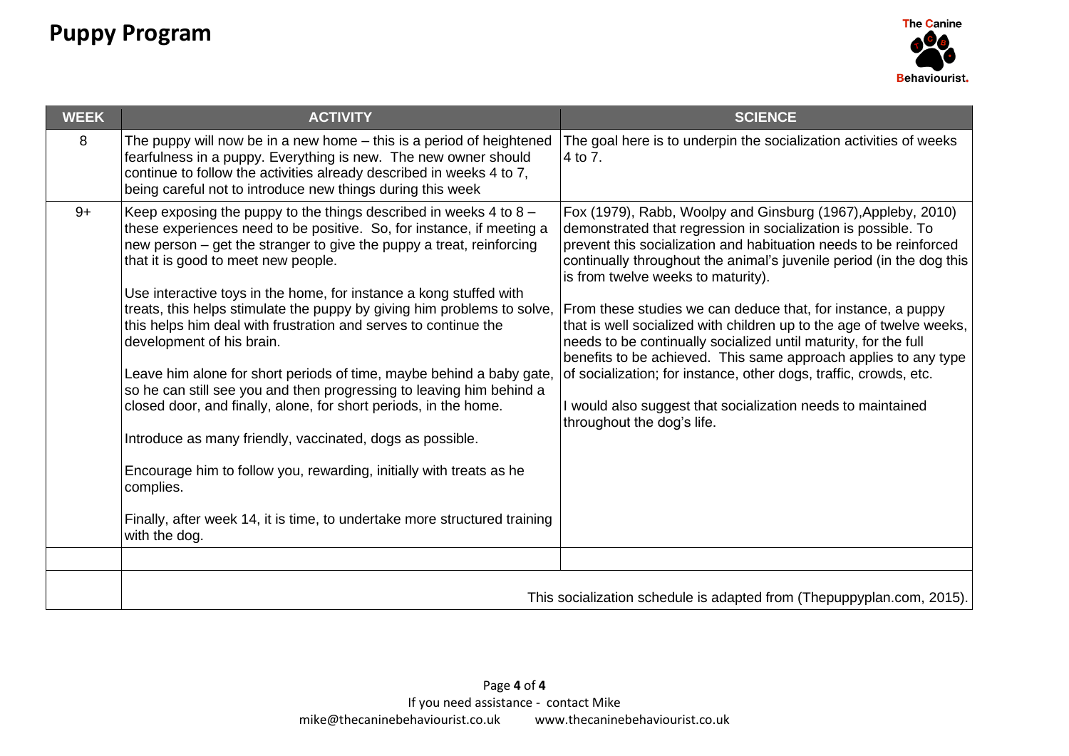| WEEK | ACTIVITY | SCIENCE |
|---|---|---|
| 8 | The puppy will now be in a new home – this is a period of heightened fearfulness in a puppy. Everything is new. The new owner should continue to follow the activities already described in weeks 4 to 7, being careful not to introduce new things during this week | The goal here is to underpin the socialization activities of weeks 4 to 7. |
| 9+ | Keep exposing the puppy to the things described in weeks 4 to 8 – these experiences need to be positive. So, for instance, if meeting a new person – get the stranger to give the puppy a treat, reinforcing that it is good to meet new people.<br><br>Use interactive toys in the home, for instance a kong stuffed with treats, this helps stimulate the puppy by giving him problems to solve, this helps him deal with frustration and serves to continue the development of his brain.<br><br>Leave him alone for short periods of time, maybe behind a baby gate, so he can still see you and then progressing to leaving him behind a closed door, and finally, alone, for short periods, in the home.<br><br>Introduce as many friendly, vaccinated, dogs as possible.<br><br>Encourage him to follow you, rewarding, initially with treats as he complies.<br><br>Finally, after week 14, it is time, to undertake more structured training with the dog. | Fox (1979), Rabb, Woolpy and Ginsburg (1967),Appleby, 2010) demonstrated that regression in socialization is possible. To prevent this socialization and habituation needs to be reinforced continually throughout the animal's juvenile period (in the dog this is from twelve weeks to maturity).<br><br>From these studies we can deduce that, for instance, a puppy that is well socialized with children up to the age of twelve weeks, needs to be continually socialized until maturity, for the full benefits to be achieved. This same approach applies to any type of socialization; for instance, other dogs, traffic, crowds, etc.<br><br>I would also suggest that socialization needs to maintained throughout the dog's life. |
| | | |
| | This socialization schedule is adapted from (Thepuppyplan.com, 2015). | |